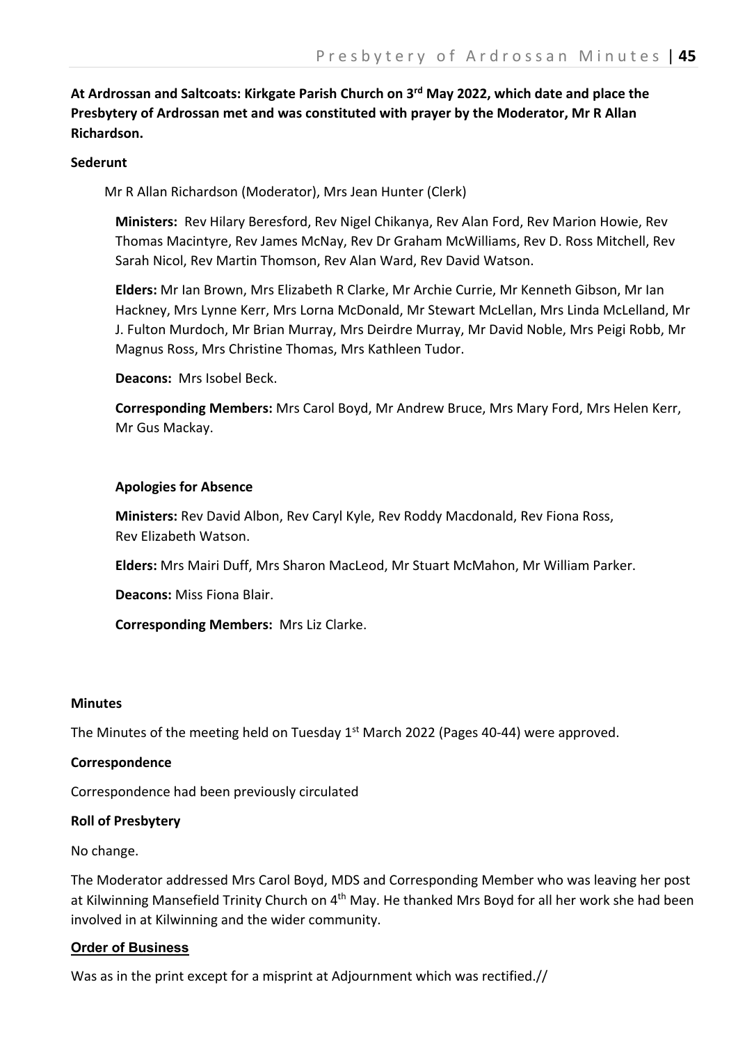**At Ardrossan and Saltcoats: Kirkgate Parish Church on 3rd May 2022, which date and place the Presbytery of Ardrossan met and was constituted with prayer by the Moderator, Mr R Allan Richardson.**

**Sederunt**

Mr R Allan Richardson (Moderator), Mrs Jean Hunter (Clerk)

**Ministers:** Rev Hilary Beresford, Rev Nigel Chikanya, Rev Alan Ford, Rev Marion Howie, Rev Thomas Macintyre, Rev James McNay, Rev Dr Graham McWilliams, Rev D. Ross Mitchell, Rev Sarah Nicol, Rev Martin Thomson, Rev Alan Ward, Rev David Watson.

**Elders:** Mr Ian Brown, Mrs Elizabeth R Clarke, Mr Archie Currie, Mr Kenneth Gibson, Mr Ian Hackney, Mrs Lynne Kerr, Mrs Lorna McDonald, Mr Stewart McLellan, Mrs Linda McLelland, Mr J. Fulton Murdoch, Mr Brian Murray, Mrs Deirdre Murray, Mr David Noble, Mrs Peigi Robb, Mr Magnus Ross, Mrs Christine Thomas, Mrs Kathleen Tudor.

**Deacons:** Mrs Isobel Beck.

**Corresponding Members:** Mrs Carol Boyd, Mr Andrew Bruce, Mrs Mary Ford, Mrs Helen Kerr, Mr Gus Mackay.

**Apologies for Absence**

**Ministers:** Rev David Albon, Rev Caryl Kyle, Rev Roddy Macdonald, Rev Fiona Ross, Rev Elizabeth Watson.

**Elders:** Mrs Mairi Duff, Mrs Sharon MacLeod, Mr Stuart McMahon, Mr William Parker.

**Deacons:** Miss Fiona Blair.

**Corresponding Members:** Mrs Liz Clarke.

**Minutes**

The Minutes of the meeting held on Tuesday 1st March 2022 (Pages 40-44) were approved.

**Correspondence**

Correspondence had been previously circulated

**Roll of Presbytery**

No change.

The Moderator addressed Mrs Carol Boyd, MDS and Corresponding Member who was leaving her post at Kilwinning Mansefield Trinity Church on 4th May. He thanked Mrs Boyd for all her work she had been involved in at Kilwinning and the wider community.

**Order of Business**

Was as in the print except for a misprint at Adjournment which was rectified.//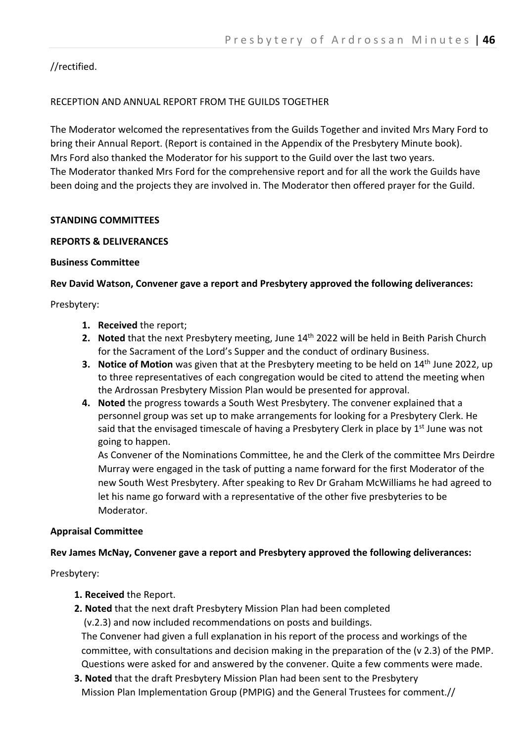//rectified.

RECEPTION AND ANNUAL REPORT FROM THE GUILDS TOGETHER

The Moderator welcomed the representatives from the Guilds Together and invited Mrs Mary Ford to bring their Annual Report. (Report is contained in the Appendix of the Presbytery Minute book).
Mrs Ford also thanked the Moderator for his support to the Guild over the last two years.
The Moderator thanked Mrs Ford for the comprehensive report and for all the work the Guilds have been doing and the projects they are involved in. The Moderator then offered prayer for the Guild.

**STANDING COMMITTEES**

**REPORTS & DELIVERANCES**

**Business Committee**

**Rev David Watson, Convener gave a report and Presbytery approved the following deliverances:**

Presbytery:

1. **Received** the report;
2. **Noted** that the next Presbytery meeting, June 14th 2022 will be held in Beith Parish Church for the Sacrament of the Lord's Supper and the conduct of ordinary Business.
3. **Notice of Motion** was given that at the Presbytery meeting to be held on 14th June 2022, up to three representatives of each congregation would be cited to attend the meeting when the Ardrossan Presbytery Mission Plan would be presented for approval.
4. **Noted** the progress towards a South West Presbytery. The convener explained that a personnel group was set up to make arrangements for looking for a Presbytery Clerk. He said that the envisaged timescale of having a Presbytery Clerk in place by 1st June was not going to happen.
   As Convener of the Nominations Committee, he and the Clerk of the committee Mrs Deirdre Murray were engaged in the task of putting a name forward for the first Moderator of the new South West Presbytery. After speaking to Rev Dr Graham McWilliams he had agreed to let his name go forward with a representative of the other five presbyteries to be Moderator.

**Appraisal Committee**

**Rev James McNay, Convener gave a report and Presbytery approved the following deliverances:**

Presbytery:

1. **Received** the Report.
2. **Noted** that the next draft Presbytery Mission Plan had been completed (v.2.3) and now included recommendations on posts and buildings.
   The Convener had given a full explanation in his report of the process and workings of the committee, with consultations and decision making in the preparation of the (v 2.3) of the PMP. Questions were asked for and answered by the convener. Quite a few comments were made.
3. **Noted** that the draft Presbytery Mission Plan had been sent to the Presbytery Mission Plan Implementation Group (PMPIG) and the General Trustees for comment.//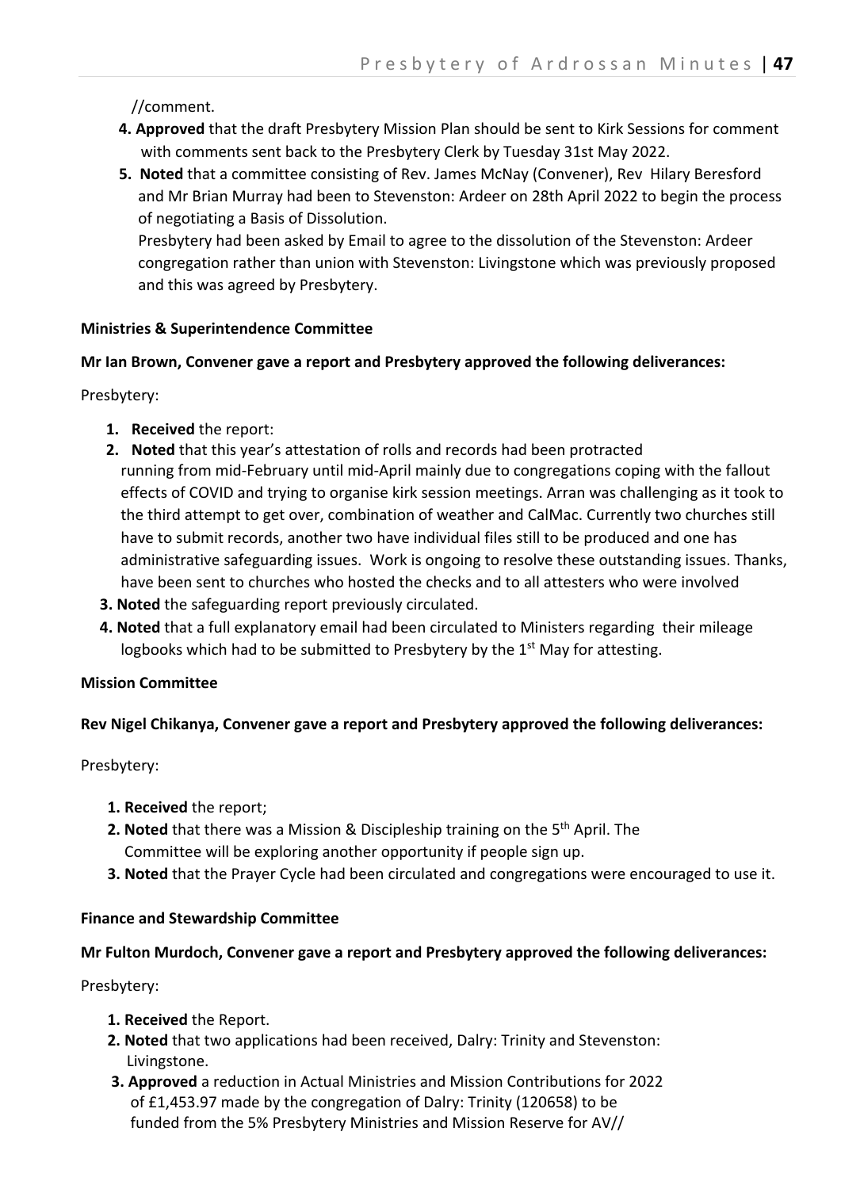//comment.

4. **Approved** that the draft Presbytery Mission Plan should be sent to Kirk Sessions for comment with comments sent back to the Presbytery Clerk by Tuesday 31st May 2022.
5. **Noted** that a committee consisting of Rev. James McNay (Convener), Rev Hilary Beresford and Mr Brian Murray had been to Stevenston: Ardeer on 28th April 2022 to begin the process of negotiating a Basis of Dissolution.
   Presbytery had been asked by Email to agree to the dissolution of the Stevenston: Ardeer congregation rather than union with Stevenston: Livingstone which was previously proposed and this was agreed by Presbytery.

**Ministries & Superintendence Committee**

**Mr Ian Brown, Convener gave a report and Presbytery approved the following deliverances:**

Presbytery:

1. **Received** the report:
2. **Noted** that this year's attestation of rolls and records had been protracted running from mid-February until mid-April mainly due to congregations coping with the fallout effects of COVID and trying to organise kirk session meetings. Arran was challenging as it took to the third attempt to get over, combination of weather and CalMac. Currently two churches still have to submit records, another two have individual files still to be produced and one has administrative safeguarding issues. Work is ongoing to resolve these outstanding issues. Thanks, have been sent to churches who hosted the checks and to all attesters who were involved
3. **Noted** the safeguarding report previously circulated.
4. **Noted** that a full explanatory email had been circulated to Ministers regarding their mileage logbooks which had to be submitted to Presbytery by the 1st May for attesting.

**Mission Committee**

**Rev Nigel Chikanya, Convener gave a report and Presbytery approved the following deliverances:**

Presbytery:

1. **Received** the report;
2. **Noted** that there was a Mission & Discipleship training on the 5th April. The Committee will be exploring another opportunity if people sign up.
3. **Noted** that the Prayer Cycle had been circulated and congregations were encouraged to use it.

**Finance and Stewardship Committee**

**Mr Fulton Murdoch, Convener gave a report and Presbytery approved the following deliverances:**

Presbytery:

1. **Received** the Report.
2. **Noted** that two applications had been received, Dalry: Trinity and Stevenston: Livingstone.
3. **Approved** a reduction in Actual Ministries and Mission Contributions for 2022 of £1,453.97 made by the congregation of Dalry: Trinity (120658) to be funded from the 5% Presbytery Ministries and Mission Reserve for AV//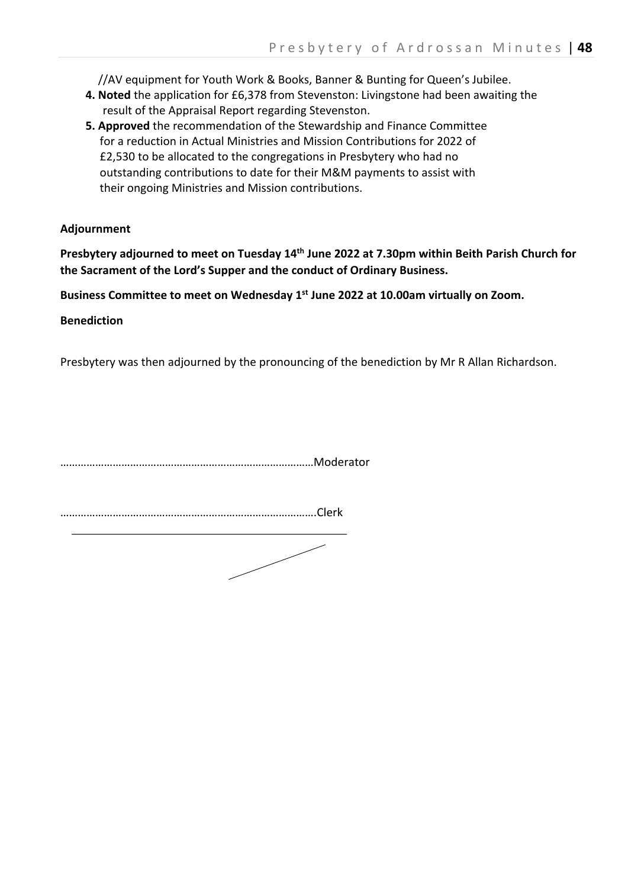//AV equipment for Youth Work & Books, Banner & Bunting for Queen's Jubilee.

4. **Noted** the application for £6,378 from Stevenston: Livingstone had been awaiting the result of the Appraisal Report regarding Stevenston.
5. **Approved** the recommendation of the Stewardship and Finance Committee for a reduction in Actual Ministries and Mission Contributions for 2022 of £2,530 to be allocated to the congregations in Presbytery who had no outstanding contributions to date for their M&M payments to assist with their ongoing Ministries and Mission contributions.

**Adjournment**

**Presbytery adjourned to meet on Tuesday 14th June 2022 at 7.30pm within Beith Parish Church for the Sacrament of the Lord's Supper and the conduct of Ordinary Business.**

**Business Committee to meet on Wednesday 1st June 2022 at 10.00am virtually on Zoom.**

**Benediction**

Presbytery was then adjourned by the pronouncing of the benediction by Mr R Allan Richardson.

……………………………………………………………………………Moderator

…………………………………………………………………………….Clerk